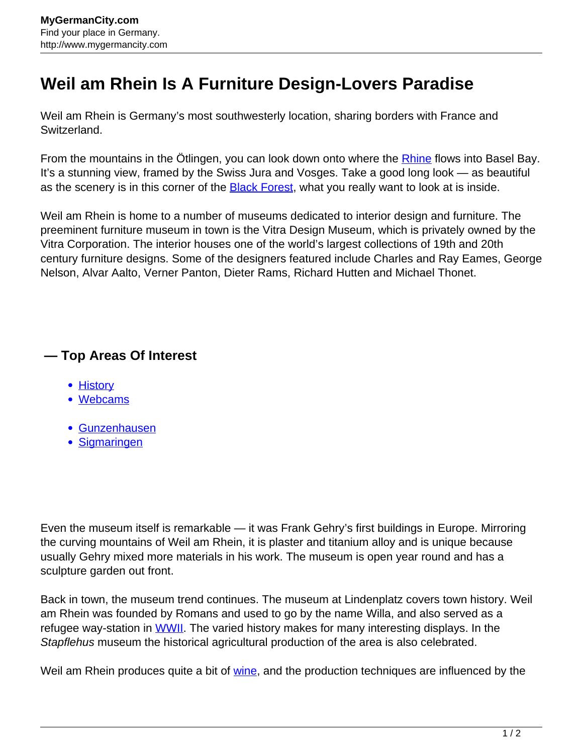# Weil am Rhein Is A Furniture Design-Lovers Paradise

Weil am Rhein is Germany's most southwesterly location, sharing borders with France and Switzerland.

From the mountains in the Ötlingen, you can look down onto where the Rhine flows into Basel Bay. It's a stunning view, framed by the Swiss Jura and Vosges. Take a good long look — as beautiful as the scenery is in this corner of the Black Forest, what you really want to look at is inside.

Weil am Rhein is home to a number of museums dedicated to interior design and furniture. The preeminent furniture museum in town is the Vitra Design Museum, which is privately owned by the Vitra Corporation. The interior houses one of the world's largest collections of 19th and 20th century furniture designs. Some of the designers featured include Charles and Ray Eames, George Nelson, Alvar Aalto, Verner Panton, Dieter Rams, Richard Hutten and Michael Thonet.

### — Top Areas Of Interest

- History
- Webcams

- Gunzenhausen
- Sigmaringen

Even the museum itself is remarkable — it was Frank Gehry's first buildings in Europe. Mirroring the curving mountains of Weil am Rhein, it is plaster and titanium alloy and is unique because usually Gehry mixed more materials in his work. The museum is open year round and has a sculpture garden out front.

Back in town, the museum trend continues. The museum at Lindenplatz covers town history. Weil am Rhein was founded by Romans and used to go by the name Willa, and also served as a refugee way-station in WWII. The varied history makes for many interesting displays. In the *Stapflehus* museum the historical agricultural production of the area is also celebrated.

Weil am Rhein produces quite a bit of wine, and the production techniques are influenced by the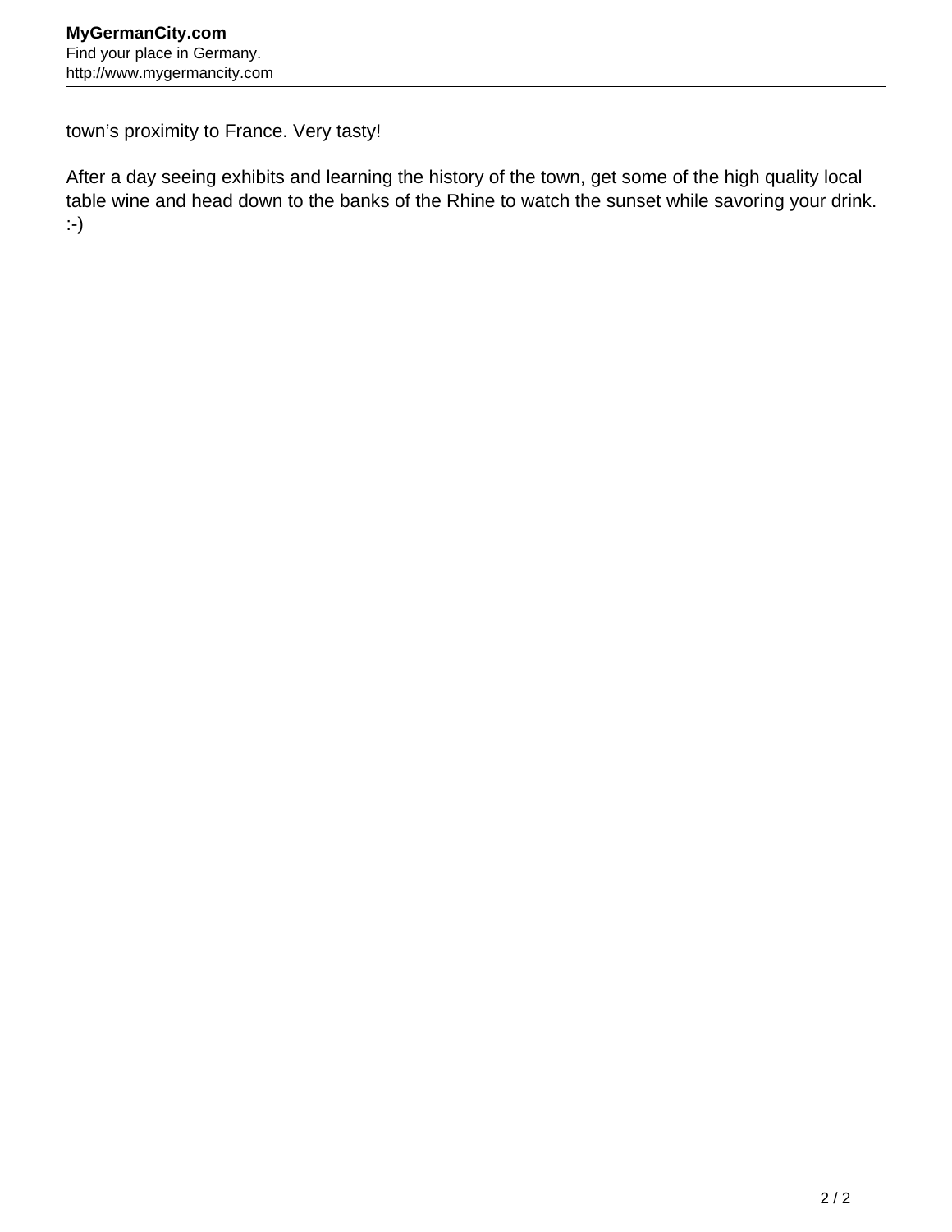town’s proximity to France. Very tasty!

After a day seeing exhibits and learning the history of the town, get some of the high quality local table wine and head down to the banks of the Rhine to watch the sunset while savoring your drink. :-)